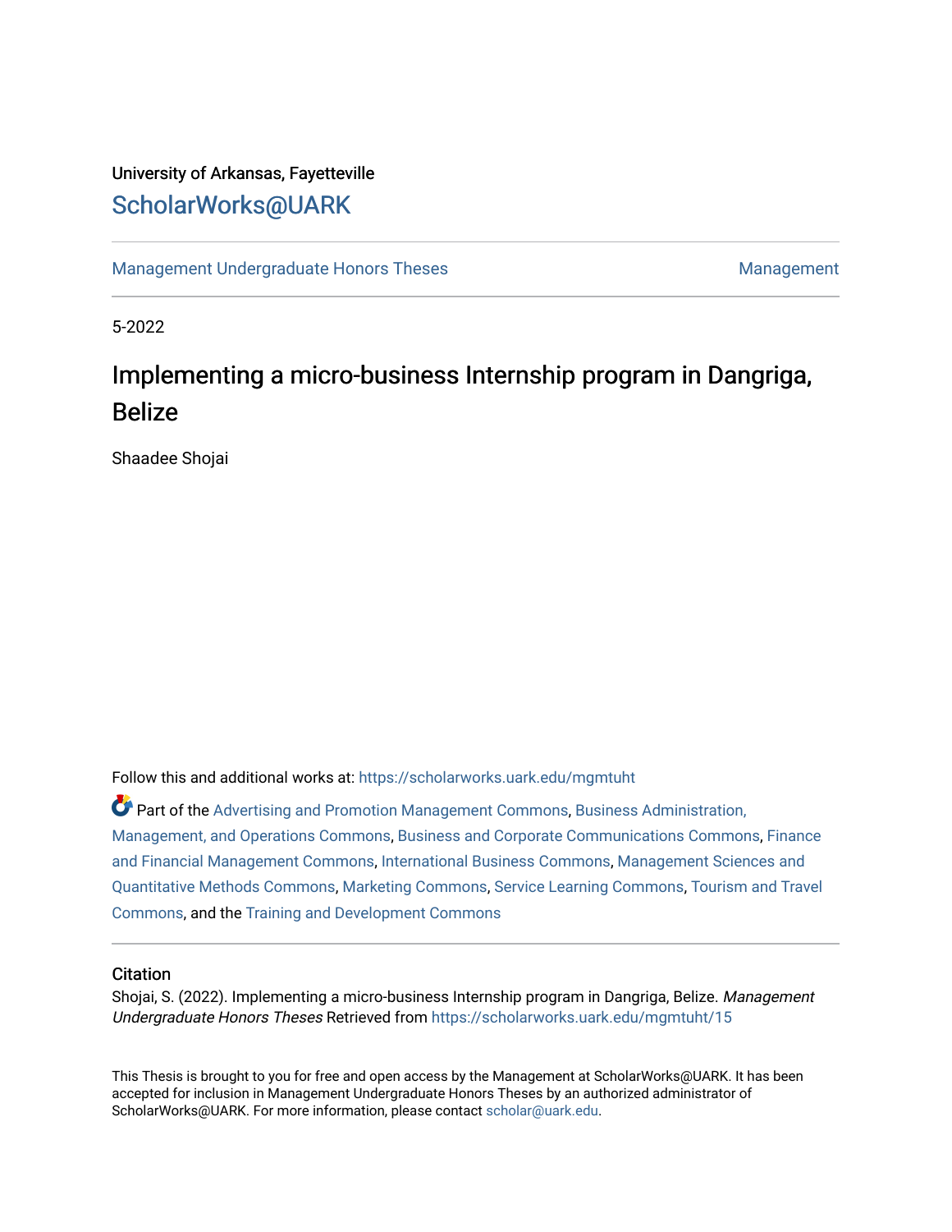University of Arkansas, Fayetteville

ScholarWorks@UARK

Management Undergraduate Honors Theses | Management

5-2022

# Implementing a micro-business Internship program in Dangriga, Belize

Shaadee Shojai

Follow this and additional works at: https://scholarworks.uark.edu/mgmtuht

Part of the Advertising and Promotion Management Commons, Business Administration, Management, and Operations Commons, Business and Corporate Communications Commons, Finance and Financial Management Commons, International Business Commons, Management Sciences and Quantitative Methods Commons, Marketing Commons, Service Learning Commons, Tourism and Travel Commons, and the Training and Development Commons

## Citation

Shojai, S. (2022). Implementing a micro-business Internship program in Dangriga, Belize. *Management Undergraduate Honors Theses* Retrieved from https://scholarworks.uark.edu/mgmtuht/15

This Thesis is brought to you for free and open access by the Management at ScholarWorks@UARK. It has been accepted for inclusion in Management Undergraduate Honors Theses by an authorized administrator of ScholarWorks@UARK. For more information, please contact scholar@uark.edu.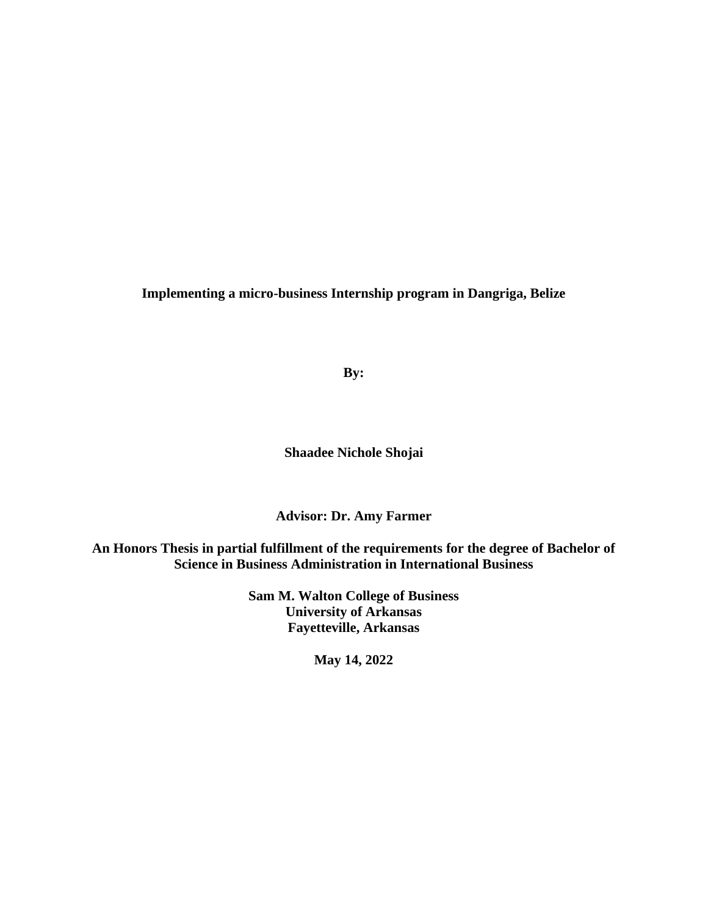**Implementing a micro-business Internship program in Dangriga, Belize**

**By:**

**Shaadee Nichole Shojai**

**Advisor: Dr. Amy Farmer**

**An Honors Thesis in partial fulfillment of the requirements for the degree of Bachelor of Science in Business Administration in International Business**

**Sam M. Walton College of Business**
**University of Arkansas**
**Fayetteville, Arkansas**

**May 14, 2022**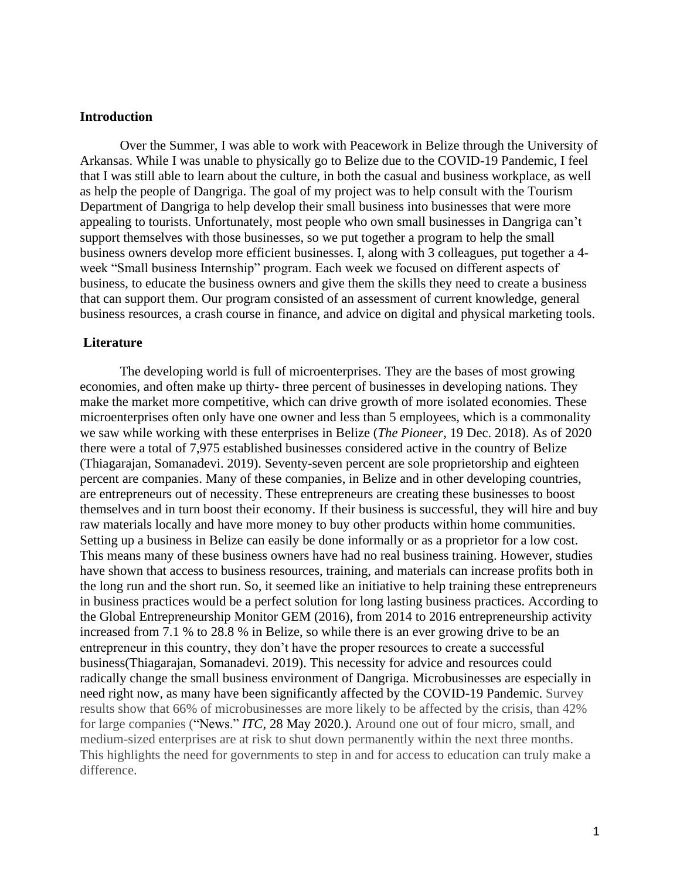## Introduction

Over the Summer, I was able to work with Peacework in Belize through the University of Arkansas. While I was unable to physically go to Belize due to the COVID-19 Pandemic, I feel that I was still able to learn about the culture, in both the casual and business workplace, as well as help the people of Dangriga. The goal of my project was to help consult with the Tourism Department of Dangriga to help develop their small business into businesses that were more appealing to tourists. Unfortunately, most people who own small businesses in Dangriga can't support themselves with those businesses, so we put together a program to help the small business owners develop more efficient businesses. I, along with 3 colleagues, put together a 4-week "Small business Internship" program. Each week we focused on different aspects of business, to educate the business owners and give them the skills they need to create a business that can support them. Our program consisted of an assessment of current knowledge, general business resources, a crash course in finance, and advice on digital and physical marketing tools.

## Literature

The developing world is full of microenterprises. They are the bases of most growing economies, and often make up thirty- three percent of businesses in developing nations. They make the market more competitive, which can drive growth of more isolated economies. These microenterprises often only have one owner and less than 5 employees, which is a commonality we saw while working with these enterprises in Belize (*The Pioneer*, 19 Dec. 2018). As of 2020 there were a total of 7,975 established businesses considered active in the country of Belize (Thiagarajan, Somanadevi. 2019). Seventy-seven percent are sole proprietorship and eighteen percent are companies. Many of these companies, in Belize and in other developing countries, are entrepreneurs out of necessity. These entrepreneurs are creating these businesses to boost themselves and in turn boost their economy. If their business is successful, they will hire and buy raw materials locally and have more money to buy other products within home communities. Setting up a business in Belize can easily be done informally or as a proprietor for a low cost. This means many of these business owners have had no real business training. However, studies have shown that access to business resources, training, and materials can increase profits both in the long run and the short run. So, it seemed like an initiative to help training these entrepreneurs in business practices would be a perfect solution for long lasting business practices. According to the Global Entrepreneurship Monitor GEM (2016), from 2014 to 2016 entrepreneurship activity increased from 7.1 % to 28.8 % in Belize, so while there is an ever growing drive to be an entrepreneur in this country, they don't have the proper resources to create a successful business(Thiagarajan, Somanadevi. 2019). This necessity for advice and resources could radically change the small business environment of Dangriga. Microbusinesses are especially in need right now, as many have been significantly affected by the COVID-19 Pandemic. Survey results show that 66% of microbusinesses are more likely to be affected by the crisis, than 42% for large companies ("News." *ITC*, 28 May 2020.). Around one out of four micro, small, and medium-sized enterprises are at risk to shut down permanently within the next three months. This highlights the need for governments to step in and for access to education can truly make a difference.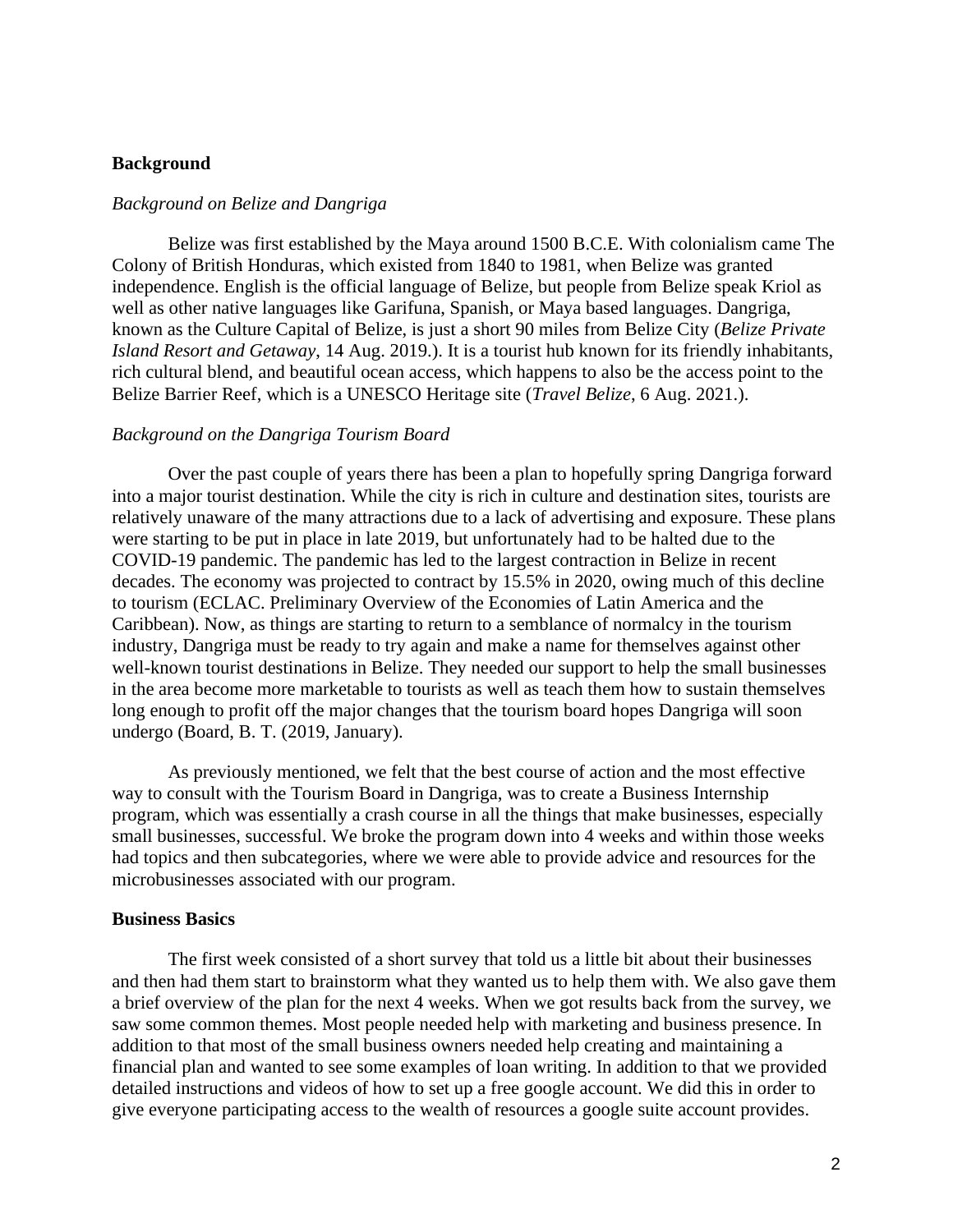## Background

### *Background on Belize and Dangriga*

Belize was first established by the Maya around 1500 B.C.E. With colonialism came The Colony of British Honduras, which existed from 1840 to 1981, when Belize was granted independence. English is the official language of Belize, but people from Belize speak Kriol as well as other native languages like Garifuna, Spanish, or Maya based languages. Dangriga, known as the Culture Capital of Belize, is just a short 90 miles from Belize City (*Belize Private Island Resort and Getaway*, 14 Aug. 2019.). It is a tourist hub known for its friendly inhabitants, rich cultural blend, and beautiful ocean access, which happens to also be the access point to the Belize Barrier Reef, which is a UNESCO Heritage site (*Travel Belize*, 6 Aug. 2021.).

### *Background on the Dangriga Tourism Board*

Over the past couple of years there has been a plan to hopefully spring Dangriga forward into a major tourist destination. While the city is rich in culture and destination sites, tourists are relatively unaware of the many attractions due to a lack of advertising and exposure. These plans were starting to be put in place in late 2019, but unfortunately had to be halted due to the COVID-19 pandemic. The pandemic has led to the largest contraction in Belize in recent decades. The economy was projected to contract by 15.5% in 2020, owing much of this decline to tourism (ECLAC. Preliminary Overview of the Economies of Latin America and the Caribbean). Now, as things are starting to return to a semblance of normalcy in the tourism industry, Dangriga must be ready to try again and make a name for themselves against other well-known tourist destinations in Belize. They needed our support to help the small businesses in the area become more marketable to tourists as well as teach them how to sustain themselves long enough to profit off the major changes that the tourism board hopes Dangriga will soon undergo (Board, B. T. (2019, January).

As previously mentioned, we felt that the best course of action and the most effective way to consult with the Tourism Board in Dangriga, was to create a Business Internship program, which was essentially a crash course in all the things that make businesses, especially small businesses, successful. We broke the program down into 4 weeks and within those weeks had topics and then subcategories, where we were able to provide advice and resources for the microbusinesses associated with our program.

## Business Basics

The first week consisted of a short survey that told us a little bit about their businesses and then had them start to brainstorm what they wanted us to help them with. We also gave them a brief overview of the plan for the next 4 weeks. When we got results back from the survey, we saw some common themes. Most people needed help with marketing and business presence. In addition to that most of the small business owners needed help creating and maintaining a financial plan and wanted to see some examples of loan writing. In addition to that we provided detailed instructions and videos of how to set up a free google account. We did this in order to give everyone participating access to the wealth of resources a google suite account provides.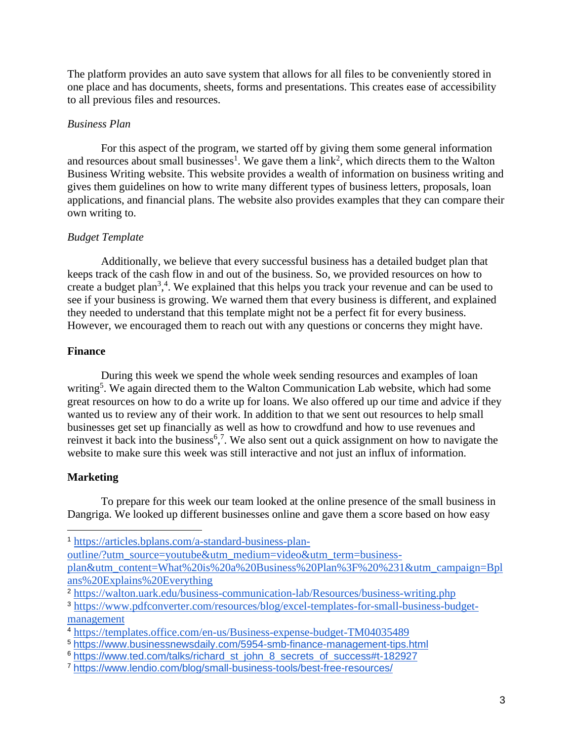The platform provides an auto save system that allows for all files to be conveniently stored in one place and has documents, sheets, forms and presentations. This creates ease of accessibility to all previous files and resources.

*Business Plan*

For this aspect of the program, we started off by giving them some general information and resources about small businesses[1]. We gave them a link[2], which directs them to the Walton Business Writing website. This website provides a wealth of information on business writing and gives them guidelines on how to write many different types of business letters, proposals, loan applications, and financial plans. The website also provides examples that they can compare their own writing to.

*Budget Template*

Additionally, we believe that every successful business has a detailed budget plan that keeps track of the cash flow in and out of the business. So, we provided resources on how to create a budget plan[3,4]. We explained that this helps you track your revenue and can be used to see if your business is growing. We warned them that every business is different, and explained they needed to understand that this template might not be a perfect fit for every business. However, we encouraged them to reach out with any questions or concerns they might have.

**Finance**

During this week we spend the whole week sending resources and examples of loan writing[5]. We again directed them to the Walton Communication Lab website, which had some great resources on how to do a write up for loans. We also offered up our time and advice if they wanted us to review any of their work. In addition to that we sent out resources to help small businesses get set up financially as well as how to crowdfund and how to use revenues and reinvest it back into the business[6,7]. We also sent out a quick assignment on how to navigate the website to make sure this week was still interactive and not just an influx of information.

**Marketing**

To prepare for this week our team looked at the online presence of the small business in Dangriga. We looked up different businesses online and gave them a score based on how easy

---

[1] https://articles.bplans.com/a-standard-business-plan-outline/?utm_source=youtube&utm_medium=video&utm_term=business-plan&utm_content=What%20is%20a%20Business%20Plan%3F%20%231&utm_campaign=Bplans%20Explains%20Everything

[2] https://walton.uark.edu/business-communication-lab/Resources/business-writing.php

[3] https://www.pdfconverter.com/resources/blog/excel-templates-for-small-business-budget-management

[4] https://templates.office.com/en-us/Business-expense-budget-TM04035489

[5] https://www.businessnewsdaily.com/5954-smb-finance-management-tips.html

[6] https://www.ted.com/talks/richard_st_john_8_secrets_of_success#t-182927

[7] https://www.lendio.com/blog/small-business-tools/best-free-resources/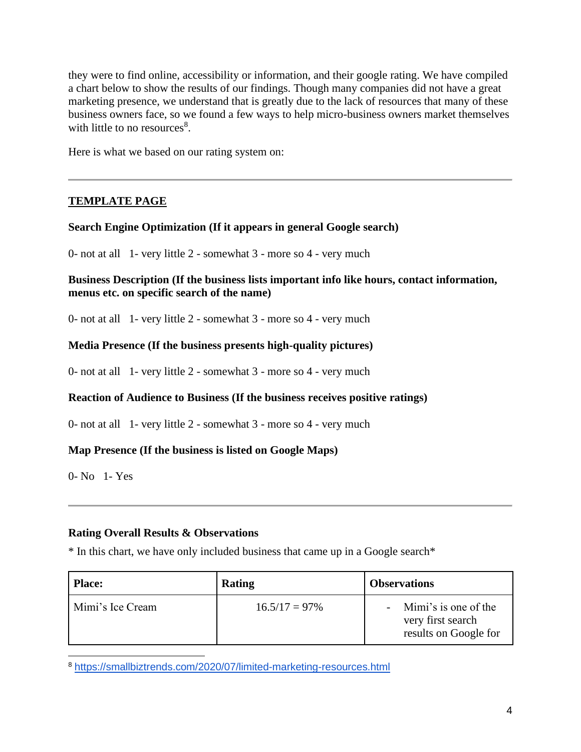they were to find online, accessibility or information, and their google rating. We have compiled a chart below to show the results of our findings. Though many companies did not have a great marketing presence, we understand that is greatly due to the lack of resources that many of these business owners face, so we found a few ways to help micro-business owners market themselves with little to no resources[8].

Here is what we based on our rating system on:

---

**TEMPLATE PAGE**

**Search Engine Optimization (If it appears in general Google search)**

0- not at all   1- very little 2 - somewhat 3 - more so 4 - very much

**Business Description (If the business lists important info like hours, contact information, menus etc. on specific search of the name)**

0- not at all   1- very little 2 - somewhat 3 - more so 4 - very much

**Media Presence (If the business presents high-quality pictures)**

0- not at all   1- very little 2 - somewhat 3 - more so 4 - very much

**Reaction of Audience to Business (If the business receives positive ratings)**

0- not at all   1- very little 2 - somewhat 3 - more so 4 - very much

**Map Presence (If the business is listed on Google Maps)**

0- No   1- Yes

---

**Rating Overall Results & Observations**

* In this chart, we have only included business that came up in a Google search*

| **Place:** | **Rating** | **Observations** |
|---|---|---|
| Mimi's Ice Cream | 16.5/17 = 97% | - Mimi's is one of the very first search results on Google for |

[8] https://smallbiztrends.com/2020/07/limited-marketing-resources.html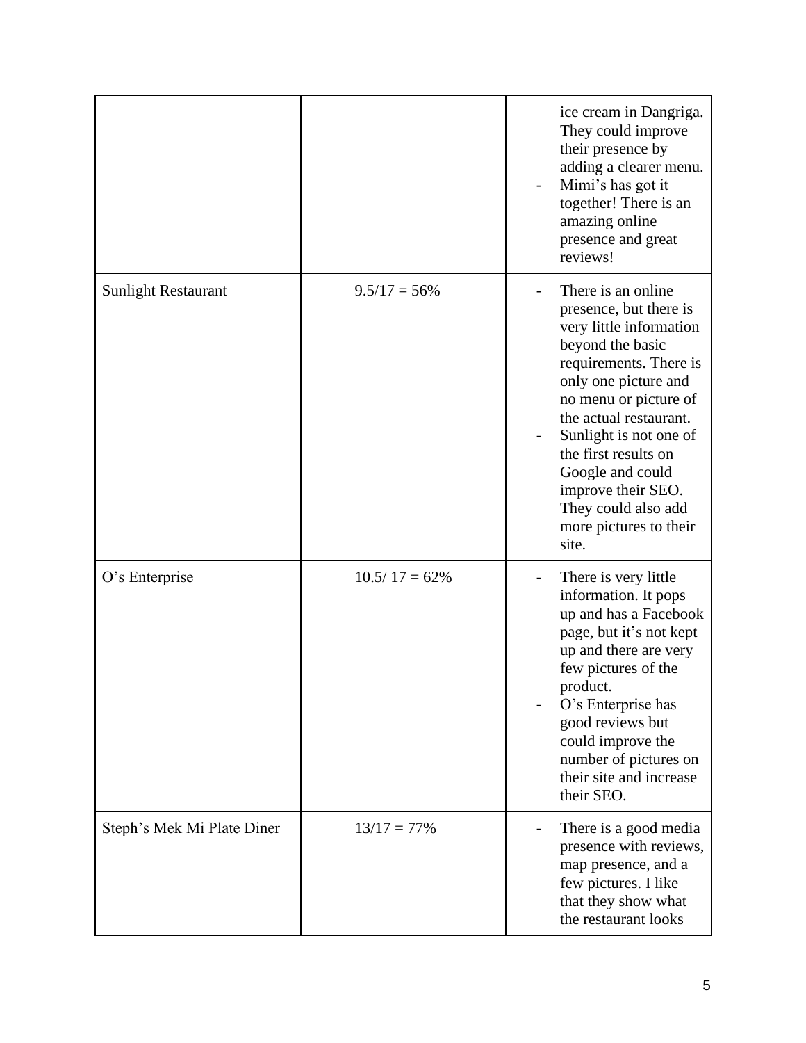| | | |
|---|---|---|
| | | ice cream in Dangriga. They could improve their presence by adding a clearer menu.<br>- Mimi's has got it together! There is an amazing online presence and great reviews! |
| Sunlight Restaurant | 9.5/17 = 56% | - There is an online presence, but there is very little information beyond the basic requirements. There is only one picture and no menu or picture of the actual restaurant.<br>- Sunlight is not one of the first results on Google and could improve their SEO. They could also add more pictures to their site. |
| O's Enterprise | 10.5/ 17 = 62% | - There is very little information. It pops up and has a Facebook page, but it's not kept up and there are very few pictures of the product.<br>- O's Enterprise has good reviews but could improve the number of pictures on their site and increase their SEO. |
| Steph's Mek Mi Plate Diner | 13/17 = 77% | - There is a good media presence with reviews, map presence, and a few pictures. I like that they show what the restaurant looks |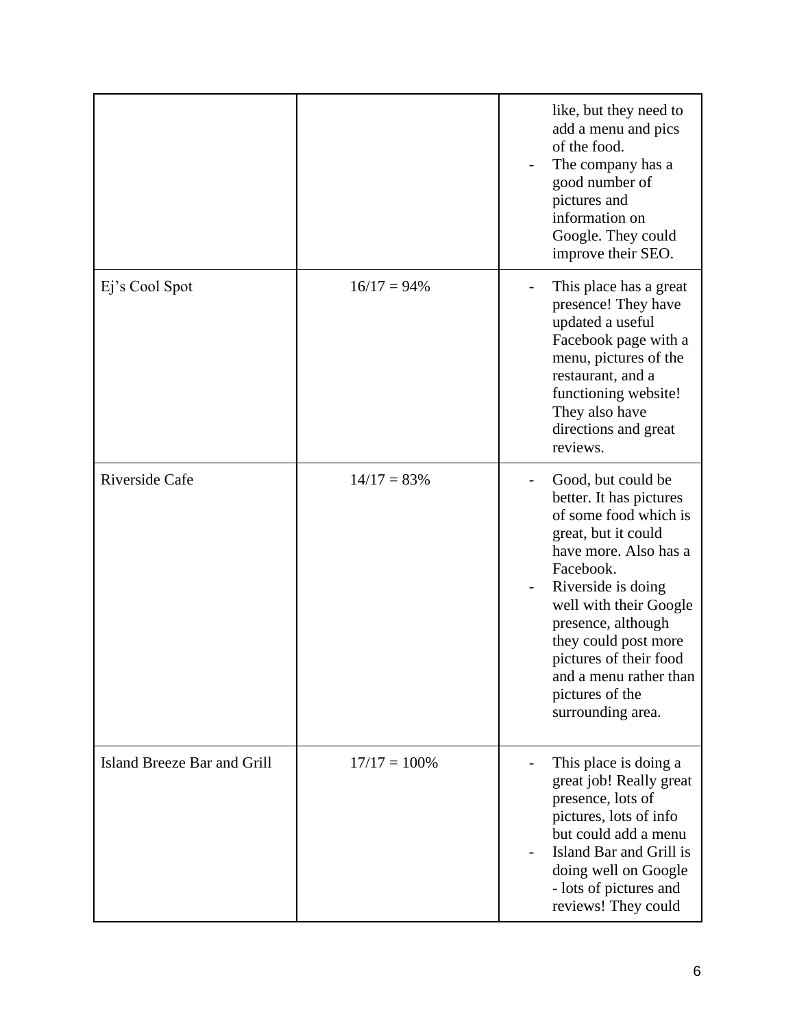| | | |
|---|---|---|
| | | like, but they need to add a menu and pics of the food.<br>- The company has a good number of pictures and information on Google. They could improve their SEO. |
| Ej's Cool Spot | 16/17 = 94% | - This place has a great presence! They have updated a useful Facebook page with a menu, pictures of the restaurant, and a functioning website! They also have directions and great reviews. |
| Riverside Cafe | 14/17 = 83% | - Good, but could be better. It has pictures of some food which is great, but it could have more. Also has a Facebook.<br>- Riverside is doing well with their Google presence, although they could post more pictures of their food and a menu rather than pictures of the surrounding area. |
| Island Breeze Bar and Grill | 17/17 = 100% | - This place is doing a great job! Really great presence, lots of pictures, lots of info but could add a menu<br>- Island Bar and Grill is doing well on Google - lots of pictures and reviews! They could |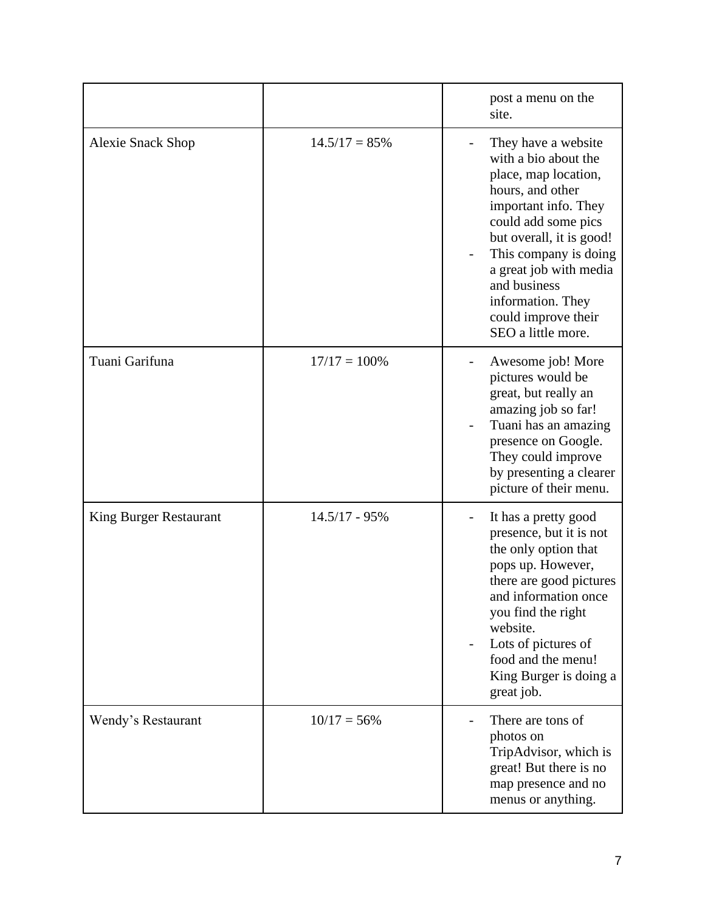| | | |
|---|---|---|
| | | post a menu on the site. |
| Alexie Snack Shop | 14.5/17 = 85% | - They have a website with a bio about the place, map location, hours, and other important info. They could add some pics but overall, it is good!<br>- This company is doing a great job with media and business information. They could improve their SEO a little more. |
| Tuani Garifuna | 17/17 = 100% | - Awesome job! More pictures would be great, but really an amazing job so far!<br>- Tuani has an amazing presence on Google. They could improve by presenting a clearer picture of their menu. |
| King Burger Restaurant | 14.5/17 - 95% | - It has a pretty good presence, but it is not the only option that pops up. However, there are good pictures and information once you find the right website.<br>- Lots of pictures of food and the menu! King Burger is doing a great job. |
| Wendy's Restaurant | 10/17 = 56% | - There are tons of photos on TripAdvisor, which is great! But there is no map presence and no menus or anything. |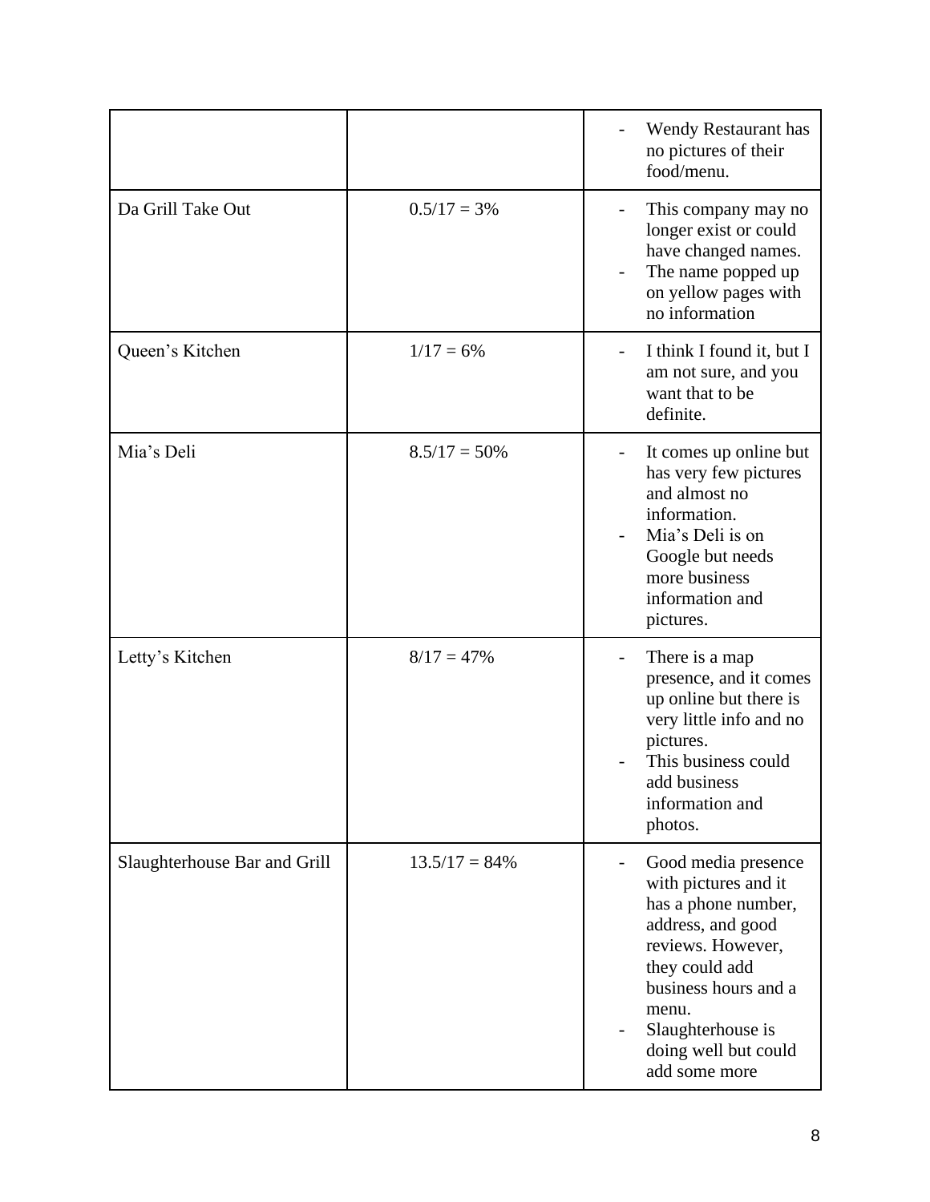| | | |
|---|---|---|
| | | - Wendy Restaurant has no pictures of their food/menu. |
| Da Grill Take Out | 0.5/17 = 3% | - This company may no longer exist or could have changed names.<br>- The name popped up on yellow pages with no information |
| Queen's Kitchen | 1/17 = 6% | - I think I found it, but I am not sure, and you want that to be definite. |
| Mia's Deli | 8.5/17 = 50% | - It comes up online but has very few pictures and almost no information.<br>- Mia's Deli is on Google but needs more business information and pictures. |
| Letty's Kitchen | 8/17 = 47% | - There is a map presence, and it comes up online but there is very little info and no pictures.<br>- This business could add business information and photos. |
| Slaughterhouse Bar and Grill | 13.5/17 = 84% | - Good media presence with pictures and it has a phone number, address, and good reviews. However, they could add business hours and a menu.<br>- Slaughterhouse is doing well but could add some more |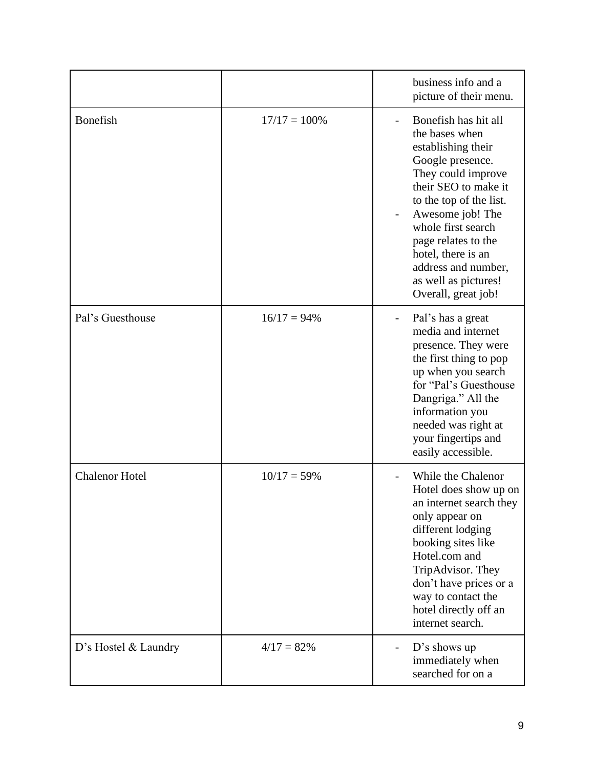| | | |
|---|---|---|
| | | business info and a picture of their menu. |
| Bonefish | 17/17 = 100% | - Bonefish has hit all the bases when establishing their Google presence. They could improve their SEO to make it to the top of the list.<br>- Awesome job! The whole first search page relates to the hotel, there is an address and number, as well as pictures! Overall, great job! |
| Pal's Guesthouse | 16/17 = 94% | - Pal's has a great media and internet presence. They were the first thing to pop up when you search for "Pal's Guesthouse Dangriga." All the information you needed was right at your fingertips and easily accessible. |
| Chalenor Hotel | 10/17 = 59% | - While the Chalenor Hotel does show up on an internet search they only appear on different lodging booking sites like Hotel.com and TripAdvisor. They don't have prices or a way to contact the hotel directly off an internet search. |
| D's Hostel & Laundry | 4/17 = 82% | - D's shows up immediately when searched for on a |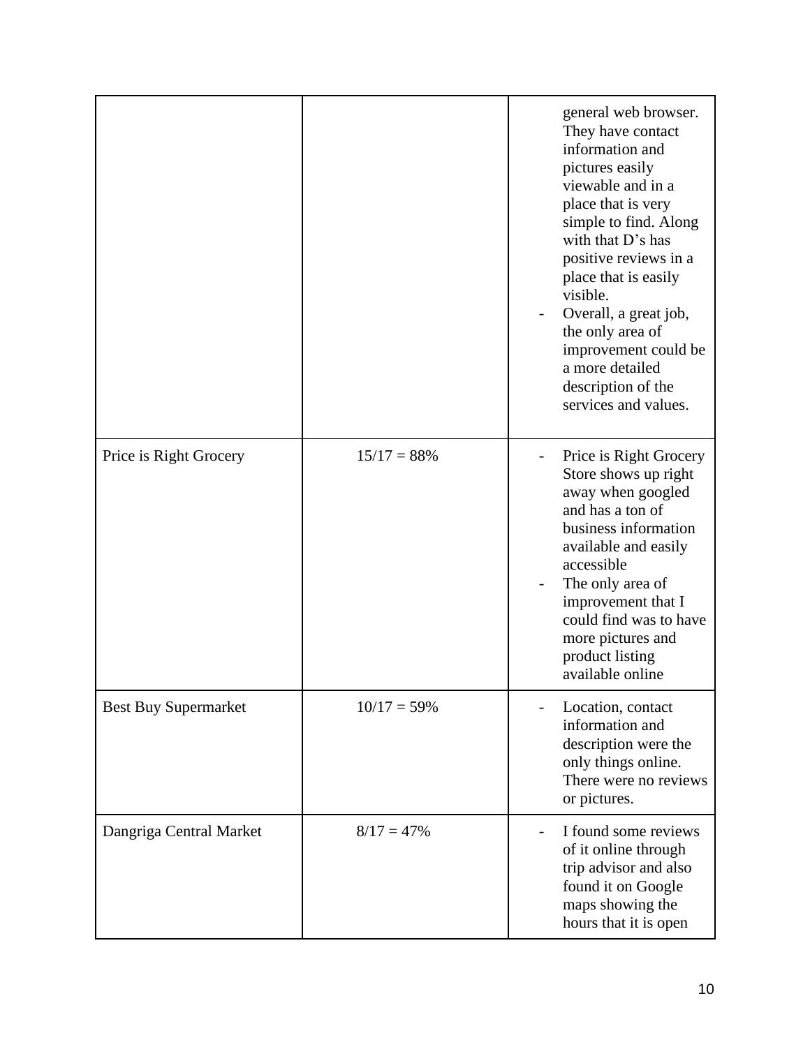| | | |
|---|---|---|
| | | general web browser. They have contact information and pictures easily viewable and in a place that is very simple to find. Along with that D's has positive reviews in a place that is easily visible.<br>- Overall, a great job, the only area of improvement could be a more detailed description of the services and values. |
| Price is Right Grocery | 15/17 = 88% | - Price is Right Grocery Store shows up right away when googled and has a ton of business information available and easily accessible<br>- The only area of improvement that I could find was to have more pictures and product listing available online |
| Best Buy Supermarket | 10/17 = 59% | - Location, contact information and description were the only things online. There were no reviews or pictures. |
| Dangriga Central Market | 8/17 = 47% | - I found some reviews of it online through trip advisor and also found it on Google maps showing the hours that it is open |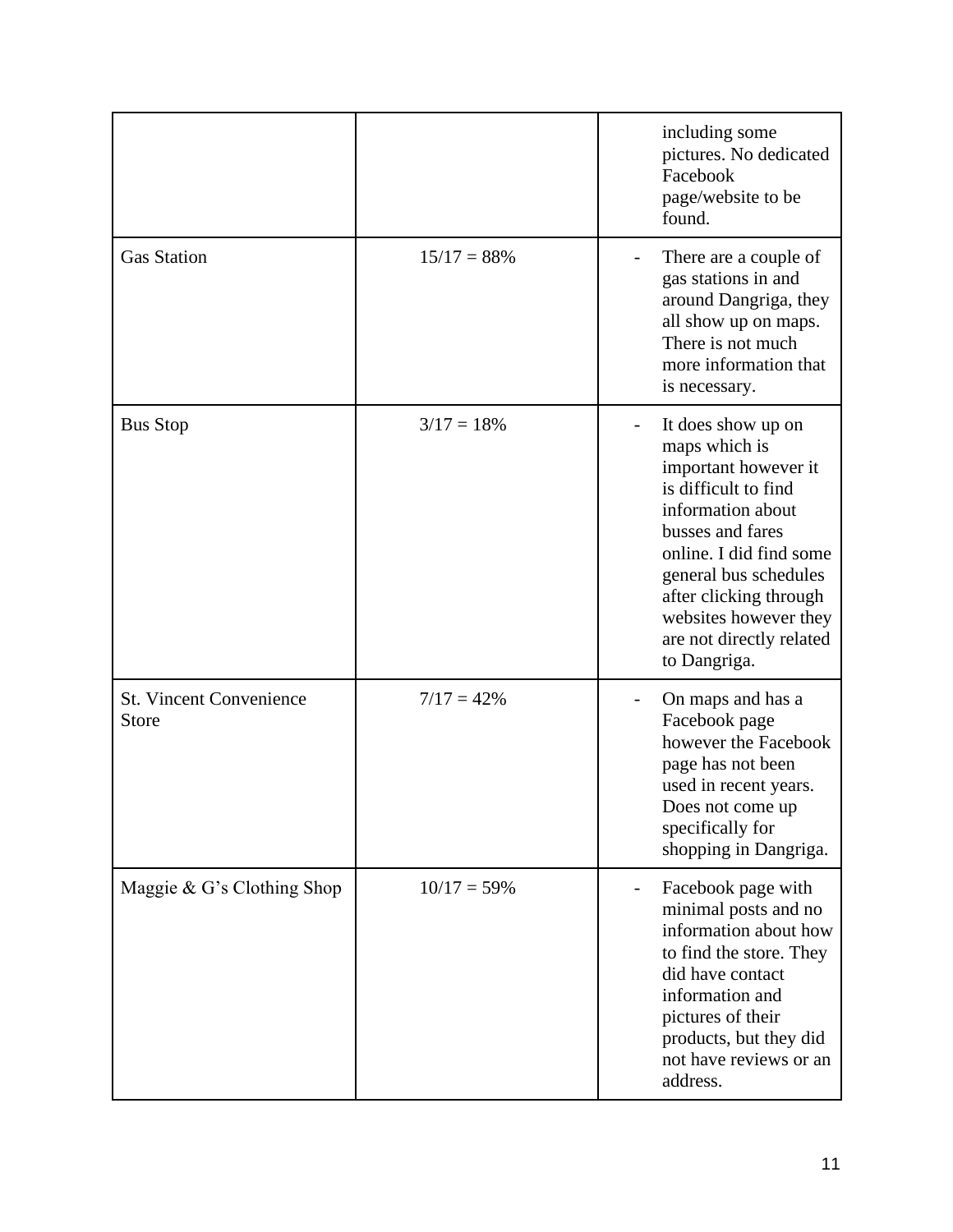| | | |
|---|---|---|
| | | including some pictures. No dedicated Facebook page/website to be found. |
| Gas Station | 15/17 = 88% | - There are a couple of gas stations in and around Dangriga, they all show up on maps. There is not much more information that is necessary. |
| Bus Stop | 3/17 = 18% | - It does show up on maps which is important however it is difficult to find information about busses and fares online. I did find some general bus schedules after clicking through websites however they are not directly related to Dangriga. |
| St. Vincent Convenience Store | 7/17 = 42% | - On maps and has a Facebook page however the Facebook page has not been used in recent years. Does not come up specifically for shopping in Dangriga. |
| Maggie & G's Clothing Shop | 10/17 = 59% | - Facebook page with minimal posts and no information about how to find the store. They did have contact information and pictures of their products, but they did not have reviews or an address. |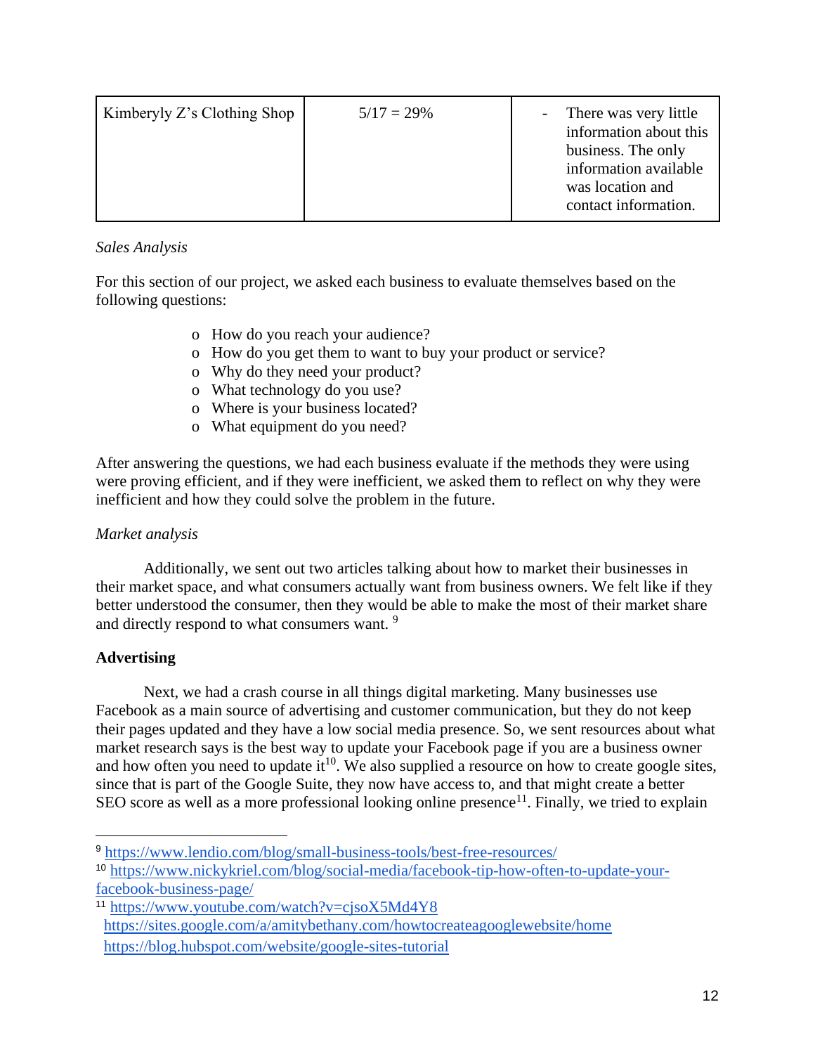| Kimberyly Z's Clothing Shop | 5/17 = 29% | - There was very little information about this business. The only information available was location and contact information. |
|---|---|---|

*Sales Analysis*

For this section of our project, we asked each business to evaluate themselves based on the following questions:

- How do you reach your audience?
- How do you get them to want to buy your product or service?
- Why do they need your product?
- What technology do you use?
- Where is your business located?
- What equipment do you need?

After answering the questions, we had each business evaluate if the methods they were using were proving efficient, and if they were inefficient, we asked them to reflect on why they were inefficient and how they could solve the problem in the future.

*Market analysis*

Additionally, we sent out two articles talking about how to market their businesses in their market space, and what consumers actually want from business owners. We felt like if they better understood the consumer, then they would be able to make the most of their market share and directly respond to what consumers want. [9]

**Advertising**

Next, we had a crash course in all things digital marketing. Many businesses use Facebook as a main source of advertising and customer communication, but they do not keep their pages updated and they have a low social media presence. So, we sent resources about what market research says is the best way to update your Facebook page if you are a business owner and how often you need to update it[10]. We also supplied a resource on how to create google sites, since that is part of the Google Suite, they now have access to, and that might create a better SEO score as well as a more professional looking online presence[11]. Finally, we tried to explain

---

[9] https://www.lendio.com/blog/small-business-tools/best-free-resources/

[10] https://www.nickykriel.com/blog/social-media/facebook-tip-how-often-to-update-your-facebook-business-page/

[11] https://www.youtube.com/watch?v=cjsoX5Md4Y8
https://sites.google.com/a/amitybethany.com/howtocreateagooglewebsite/home
https://blog.hubspot.com/website/google-sites-tutorial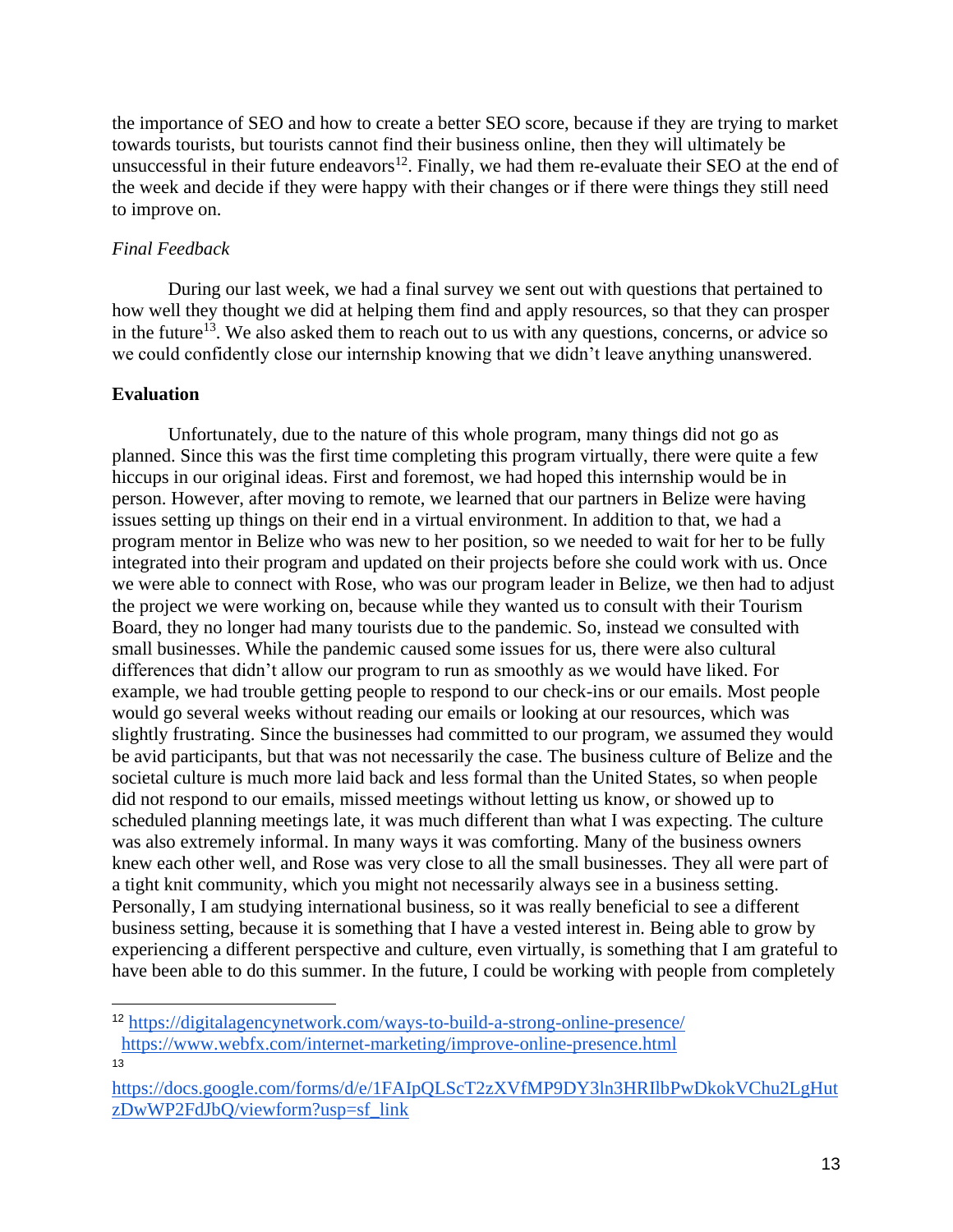the importance of SEO and how to create a better SEO score, because if they are trying to market towards tourists, but tourists cannot find their business online, then they will ultimately be unsuccessful in their future endeavors[12]. Finally, we had them re-evaluate their SEO at the end of the week and decide if they were happy with their changes or if there were things they still need to improve on.

*Final Feedback*

During our last week, we had a final survey we sent out with questions that pertained to how well they thought we did at helping them find and apply resources, so that they can prosper in the future[13]. We also asked them to reach out to us with any questions, concerns, or advice so we could confidently close our internship knowing that we didn't leave anything unanswered.

**Evaluation**

Unfortunately, due to the nature of this whole program, many things did not go as planned. Since this was the first time completing this program virtually, there were quite a few hiccups in our original ideas. First and foremost, we had hoped this internship would be in person. However, after moving to remote, we learned that our partners in Belize were having issues setting up things on their end in a virtual environment. In addition to that, we had a program mentor in Belize who was new to her position, so we needed to wait for her to be fully integrated into their program and updated on their projects before she could work with us. Once we were able to connect with Rose, who was our program leader in Belize, we then had to adjust the project we were working on, because while they wanted us to consult with their Tourism Board, they no longer had many tourists due to the pandemic. So, instead we consulted with small businesses. While the pandemic caused some issues for us, there were also cultural differences that didn't allow our program to run as smoothly as we would have liked. For example, we had trouble getting people to respond to our check-ins or our emails. Most people would go several weeks without reading our emails or looking at our resources, which was slightly frustrating. Since the businesses had committed to our program, we assumed they would be avid participants, but that was not necessarily the case. The business culture of Belize and the societal culture is much more laid back and less formal than the United States, so when people did not respond to our emails, missed meetings without letting us know, or showed up to scheduled planning meetings late, it was much different than what I was expecting. The culture was also extremely informal. In many ways it was comforting. Many of the business owners knew each other well, and Rose was very close to all the small businesses. They all were part of a tight knit community, which you might not necessarily always see in a business setting. Personally, I am studying international business, so it was really beneficial to see a different business setting, because it is something that I have a vested interest in. Being able to grow by experiencing a different perspective and culture, even virtually, is something that I am grateful to have been able to do this summer. In the future, I could be working with people from completely

---

[12] https://digitalagencynetwork.com/ways-to-build-a-strong-online-presence/
https://www.webfx.com/internet-marketing/improve-online-presence.html

[13] https://docs.google.com/forms/d/e/1FAIpQLScT2zXVfMP9DY3ln3HRIlbPwDkokVChu2LgHutzDwWP2FdJbQ/viewform?usp=sf_link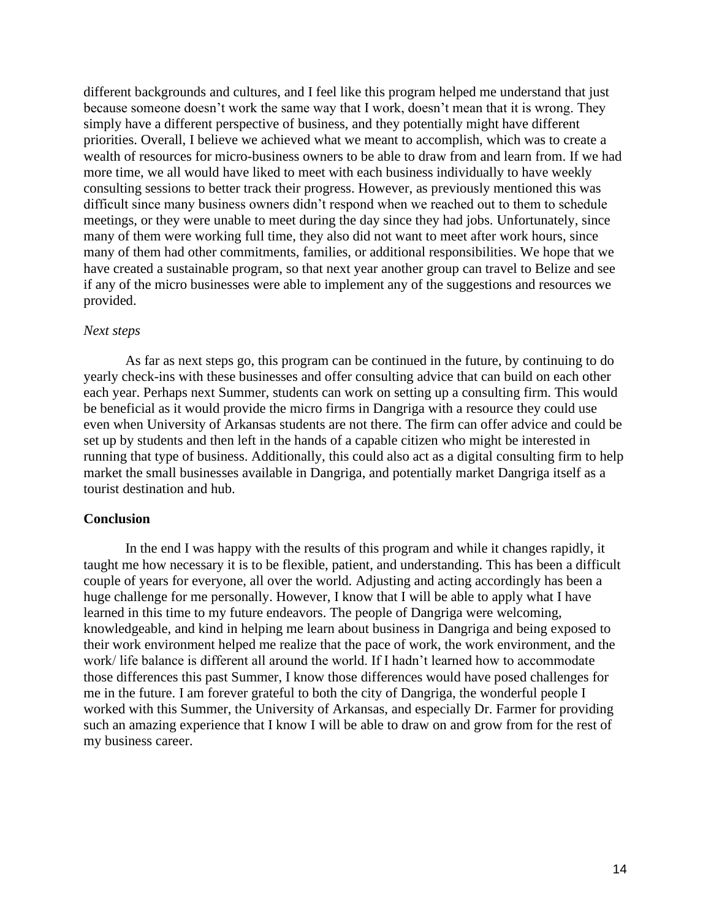different backgrounds and cultures, and I feel like this program helped me understand that just because someone doesn't work the same way that I work, doesn't mean that it is wrong. They simply have a different perspective of business, and they potentially might have different priorities. Overall, I believe we achieved what we meant to accomplish, which was to create a wealth of resources for micro-business owners to be able to draw from and learn from. If we had more time, we all would have liked to meet with each business individually to have weekly consulting sessions to better track their progress. However, as previously mentioned this was difficult since many business owners didn't respond when we reached out to them to schedule meetings, or they were unable to meet during the day since they had jobs. Unfortunately, since many of them were working full time, they also did not want to meet after work hours, since many of them had other commitments, families, or additional responsibilities. We hope that we have created a sustainable program, so that next year another group can travel to Belize and see if any of the micro businesses were able to implement any of the suggestions and resources we provided.

*Next steps*

As far as next steps go, this program can be continued in the future, by continuing to do yearly check-ins with these businesses and offer consulting advice that can build on each other each year. Perhaps next Summer, students can work on setting up a consulting firm. This would be beneficial as it would provide the micro firms in Dangriga with a resource they could use even when University of Arkansas students are not there. The firm can offer advice and could be set up by students and then left in the hands of a capable citizen who might be interested in running that type of business. Additionally, this could also act as a digital consulting firm to help market the small businesses available in Dangriga, and potentially market Dangriga itself as a tourist destination and hub.

**Conclusion**

In the end I was happy with the results of this program and while it changes rapidly, it taught me how necessary it is to be flexible, patient, and understanding. This has been a difficult couple of years for everyone, all over the world. Adjusting and acting accordingly has been a huge challenge for me personally. However, I know that I will be able to apply what I have learned in this time to my future endeavors. The people of Dangriga were welcoming, knowledgeable, and kind in helping me learn about business in Dangriga and being exposed to their work environment helped me realize that the pace of work, the work environment, and the work/ life balance is different all around the world. If I hadn't learned how to accommodate those differences this past Summer, I know those differences would have posed challenges for me in the future. I am forever grateful to both the city of Dangriga, the wonderful people I worked with this Summer, the University of Arkansas, and especially Dr. Farmer for providing such an amazing experience that I know I will be able to draw on and grow from for the rest of my business career.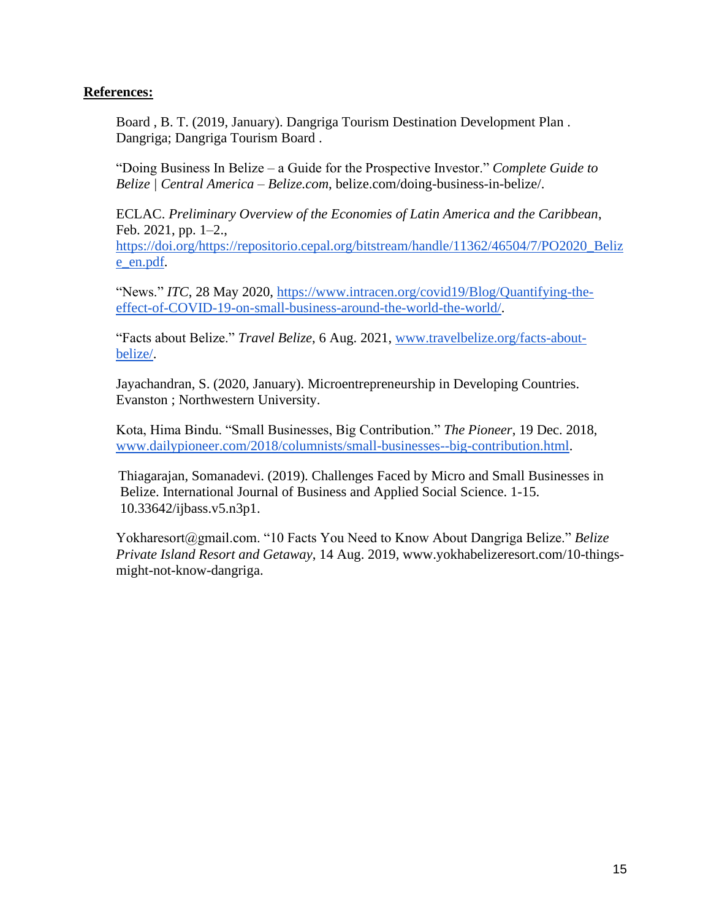**References:**

Board , B. T. (2019, January). Dangriga Tourism Destination Development Plan . Dangriga; Dangriga Tourism Board .

"Doing Business In Belize – a Guide for the Prospective Investor." *Complete Guide to Belize | Central America – Belize.com*, belize.com/doing-business-in-belize/.

ECLAC. *Preliminary Overview of the Economies of Latin America and the Caribbean*, Feb. 2021, pp. 1–2., https://doi.org/https://repositorio.cepal.org/bitstream/handle/11362/46504/7/PO2020_Belize_en.pdf.

"News." *ITC*, 28 May 2020, https://www.intracen.org/covid19/Blog/Quantifying-the-effect-of-COVID-19-on-small-business-around-the-world-the-world/.

"Facts about Belize." *Travel Belize*, 6 Aug. 2021, www.travelbelize.org/facts-about-belize/.

Jayachandran, S. (2020, January). Microentrepreneurship in Developing Countries. Evanston ; Northwestern University.

Kota, Hima Bindu. "Small Businesses, Big Contribution." *The Pioneer*, 19 Dec. 2018, www.dailypioneer.com/2018/columnists/small-businesses--big-contribution.html.

Thiagarajan, Somanadevi. (2019). Challenges Faced by Micro and Small Businesses in Belize. International Journal of Business and Applied Social Science. 1-15. 10.33642/ijbass.v5.n3p1.

Yokharesort@gmail.com. "10 Facts You Need to Know About Dangriga Belize." *Belize Private Island Resort and Getaway*, 14 Aug. 2019, www.yokhabelizeresort.com/10-things-might-not-know-dangriga.